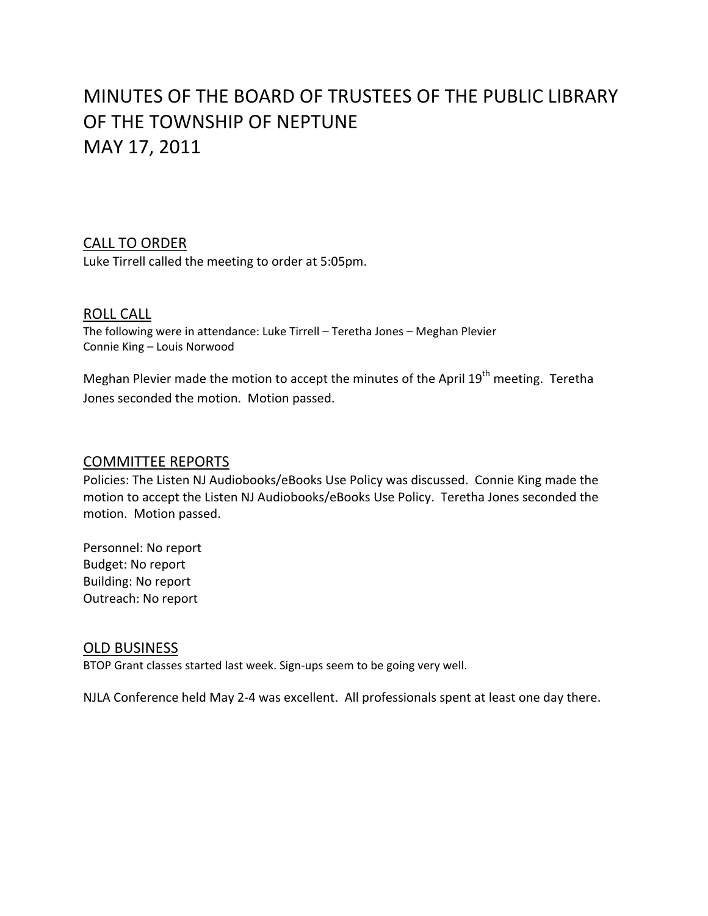# MINUTES OF THE BOARD OF TRUSTEES OF THE PUBLIC LIBRARY OF THE TOWNSHIP OF NEPTUNE
# MAY 17, 2011

## CALL TO ORDER

Luke Tirrell called the meeting to order at 5:05pm.

## ROLL CALL

The following were in attendance: Luke Tirrell – Teretha Jones – Meghan Plevier
Connie King – Louis Norwood

Meghan Plevier made the motion to accept the minutes of the April 19th meeting. Teretha Jones seconded the motion. Motion passed.

## COMMITTEE REPORTS

Policies: The Listen NJ Audiobooks/eBooks Use Policy was discussed. Connie King made the motion to accept the Listen NJ Audiobooks/eBooks Use Policy. Teretha Jones seconded the motion. Motion passed.

Personnel: No report
Budget: No report
Building: No report
Outreach: No report

## OLD BUSINESS

BTOP Grant classes started last week. Sign-ups seem to be going very well.

NJLA Conference held May 2-4 was excellent. All professionals spent at least one day there.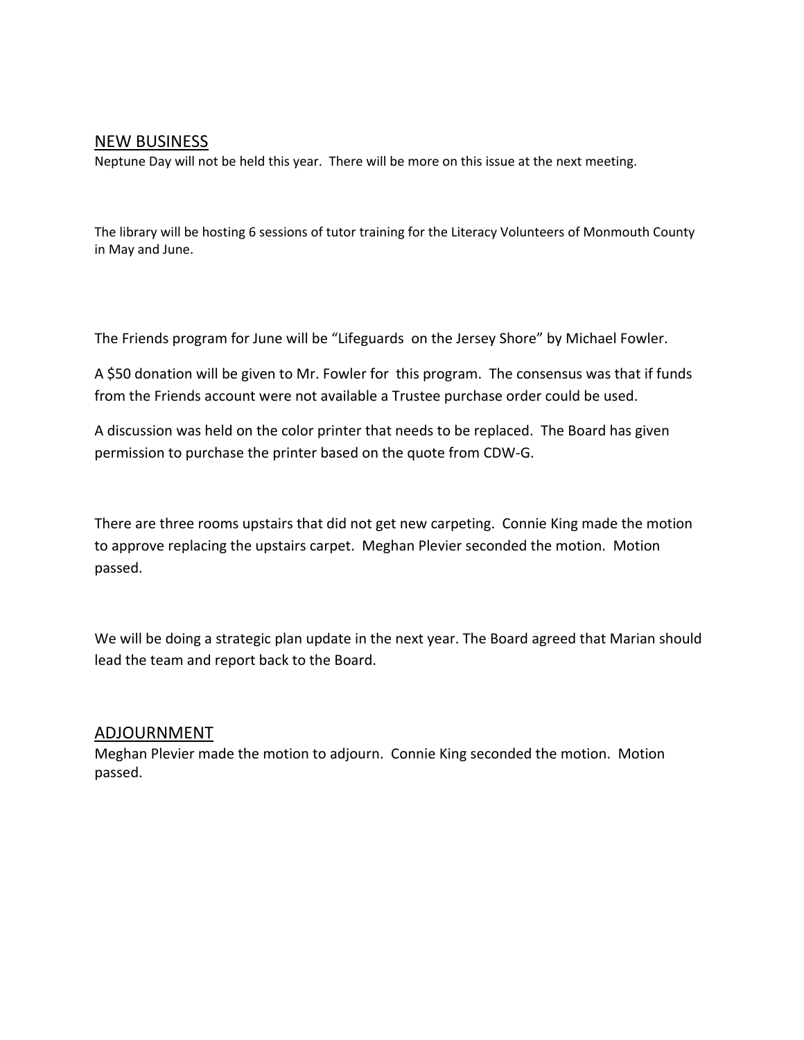## NEW BUSINESS

Neptune Day will not be held this year. There will be more on this issue at the next meeting.

The library will be hosting 6 sessions of tutor training for the Literacy Volunteers of Monmouth County in May and June.

The Friends program for June will be "Lifeguards on the Jersey Shore" by Michael Fowler.

A $50 donation will be given to Mr. Fowler for this program. The consensus was that if funds from the Friends account were not available a Trustee purchase order could be used.

A discussion was held on the color printer that needs to be replaced. The Board has given permission to purchase the printer based on the quote from CDW-G.

There are three rooms upstairs that did not get new carpeting. Connie King made the motion to approve replacing the upstairs carpet. Meghan Plevier seconded the motion. Motion passed.

We will be doing a strategic plan update in the next year. The Board agreed that Marian should lead the team and report back to the Board.

## ADJOURNMENT

Meghan Plevier made the motion to adjourn. Connie King seconded the motion. Motion passed.